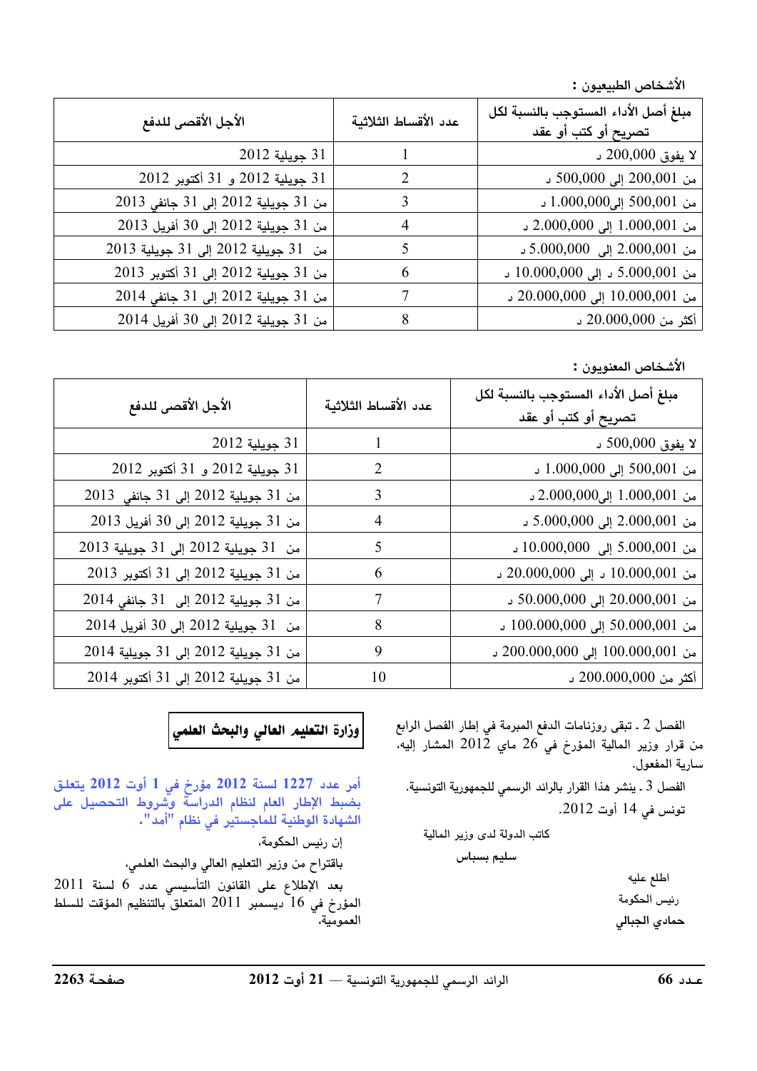الأشخاص الطبيعيون :

| مبلغ أصل الأداء المستوجب بالنسبة لكل تصريح أو كتب أو عقد | عدد الأقساط الثلاثية | الأجل الأقصى للدفع |
|---|---|---|
| لا يفوق 200,000 د | 1 | 31 جويلية 2012 |
| من 200,001 إلى 500,000 د | 2 | 31 جويلية 2012 و 31 أكتوبر 2012 |
| من 500,001 إلى1.000,000 د | 3 | من 31 جويلية 2012 إلى 31 جانفي 2013 |
| من 1.000,001 إلى 2.000,000 د | 4 | من 31 جويلية 2012 إلى 30 أفريل 2013 |
| من 2.000,001 إلى 5.000,000 د | 5 | من 31 جويلية 2012 إلى 31 جويلية 2013 |
| من 5.000,001 د إلى 10.000,000 د | 6 | من 31 جويلية 2012 إلى 31 أكتوبر 2013 |
| من 10.000,001 إلى 20.000,000 د | 7 | من 31 جويلية 2012 إلى 31 جانفي 2014 |
| أكثر من 20.000,000 د | 8 | من 31 جويلية 2012 إلى 30 أفريل 2014 |

الأشخاص المعنويون :

| مبلغ أصل الأداء المستوجب بالنسبة لكل تصريح أو كتب أو عقد | عدد الأقساط الثلاثية | الأجل الأقصى للدفع |
|---|---|---|
| لا يفوق 500,000 د | 1 | 31 جويلية 2012 |
| من 500,001 إلى 1.000,000 د | 2 | 31 جويلية 2012 و 31 أكتوبر 2012 |
| من 1.000,001 إلى2.000,000 د | 3 | من 31 جويلية 2012 إلى 31 جانفي 2013 |
| من 2.000,001 إلى 5.000,000 د | 4 | من 31 جويلية 2012 إلى 30 أفريل 2013 |
| من 5.000,001 إلى 10.000,000 د | 5 | من 31 جويلية 2012 إلى 31 جويلية 2013 |
| من 10.000,001 د إلى 20.000,000 د | 6 | من 31 جويلية 2012 إلى 31 أكتوبر 2013 |
| من 20.000,001 إلى 50.000,000 د | 7 | من 31 جويلية 2012 إلى 31 جانفي 2014 |
| من 50.000,001 إلى 100.000,000 د | 8 | من 31 جويلية 2012 إلى 30 أفريل 2014 |
| من 100.000,001 إلى 200.000,000 د | 9 | من 31 جويلية 2012 إلى 31 جويلية 2014 |
| أكثر من 200.000,000 د | 10 | من 31 جويلية 2012 إلى 31 أكتوبر 2014 |

الفصل 2 ـ تبقى روزنامات الدفع المبرمة في إطار الفصل الرابع من قرار وزير المالية المؤرخ في 26 ماي 2012 المشار إليه، سارية المفعول.

الفصل 3 ـ ينشر هذا القرار بالرائد الرسمي للجمهورية التونسية.

تونس في 14 أوت 2012.

كاتب الدولة لدى وزير المالية

سليم بسباس

اطلع عليه

رئيس الحكومة

حمادي الجبالي

## وزارة التعليم العالي والبحث العلمي

**أمر عدد 1227 لسنة 2012 مؤرخ في 1 أوت 2012 يتعلق بضبط الإطار العام لنظام الدراسة وشروط التحصيل على الشهادة الوطنية للماجستير في نظام "أمد".**

إن رئيس الحكومة،

باقتراح من وزير التعليم العالي والبحث العلمي،

بعد الإطلاع على القانون التأسيسي عدد 6 لسنة 2011 المؤرخ في 16 ديسمبر 2011 المتعلق بالتنظيم المؤقت للسلط العمومية،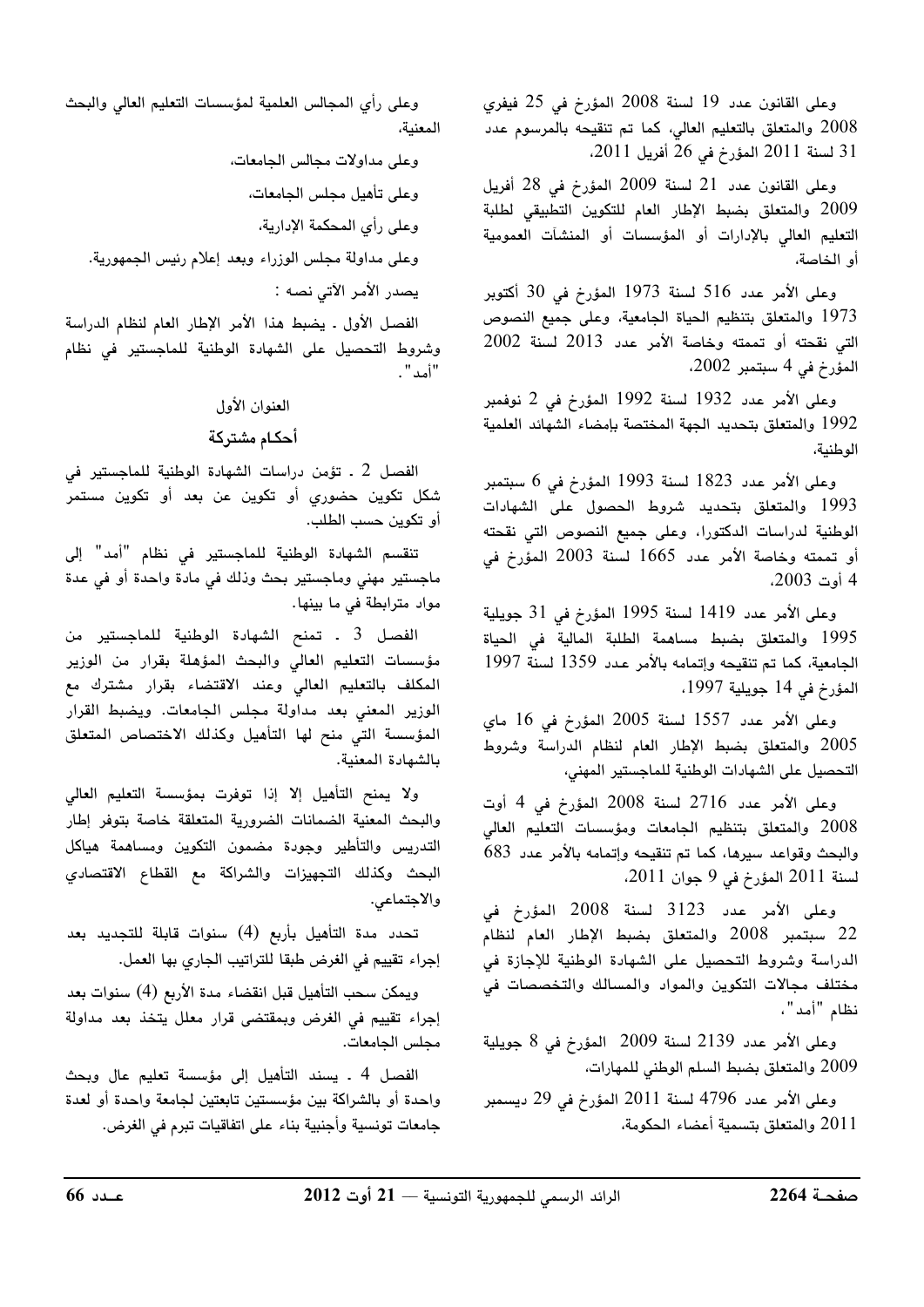وعلى القانون عدد 19 لسنة 2008 المؤرخ في 25 فيفري 2008 والمتعلق بالتعليم العالي، كما تم تنقيحه بالمرسوم عدد 31 لسنة 2011 المؤرخ في 26 أفريل 2011،

وعلى القانون عدد 21 لسنة 2009 المؤرخ في 28 أفريل 2009 والمتعلق بضبط الإطار العام للتكوين التطبيقي لطلبة التعليم العالي بالإدارات أو المؤسسات أو المنشآت العمومية أو الخاصة،

وعلى الأمر عدد 516 لسنة 1973 المؤرخ في 30 أكتوبر 1973 والمتعلق بتنظيم الحياة الجامعية، وعلى جميع النصوص التي نقحته أو تممته وخاصة الأمر عدد 2013 لسنة 2002 المؤرخ في 4 سبتمبر 2002،

وعلى الأمر عدد 1932 لسنة 1992 المؤرخ في 2 نوفمبر 1992 والمتعلق بتحديد الجهة المختصة بإمضاء الشهائد العلمية الوطنية،

وعلى الأمر عدد 1823 لسنة 1993 المؤرخ في 6 سبتمبر 1993 والمتعلق بتحديد شروط الحصول على الشهادات الوطنية لدراسات الدكتورا، وعلى جميع النصوص التي نقحته أو تممته وخاصة الأمر عدد 1665 لسنة 2003 المؤرخ في 4 أوت 2003،

وعلى الأمر عدد 1419 لسنة 1995 المؤرخ في 31 جويلية 1995 والمتعلق بضبط مساهمة الطلبة المالية في الحياة الجامعية، كما تم تنقيحه وإتمامه بالأمر عدد 1359 لسنة 1997 المؤرخ في 14 جويلية 1997،

وعلى الأمر عدد 1557 لسنة 2005 المؤرخ في 16 ماي 2005 والمتعلق بضبط الإطار العام لنظام الدراسة وشروط التحصيل على الشهادات الوطنية للماجستير المهني،

وعلى الأمر عدد 2716 لسنة 2008 المؤرخ في 4 أوت 2008 والمتعلق بتنظيم الجامعات ومؤسسات التعليم العالي والبحث وقواعد سيرها، كما تم تنقيحه وإتمامه بالأمر عدد 683 لسنة 2011 المؤرخ في 9 جوان 2011،

وعلى الأمر عدد 3123 لسنة 2008 المؤرخ في 22 سبتمبر 2008 والمتعلق بضبط الإطار العام لنظام الدراسة وشروط التحصيل على الشهادة الوطنية للإجازة في مختلف مجالات التكوين والمواد والمسالك والتخصصات في نظام "أمد"،

وعلى الأمر عدد 2139 لسنة 2009 المؤرخ في 8 جويلية 2009 والمتعلق بضبط السلم الوطني للمهارات،

وعلى الأمر عدد 4796 لسنة 2011 المؤرخ في 29 ديسمبر 2011 والمتعلق بتسمية أعضاء الحكومة،

وعلى رأي المجالس العلمية لمؤسسات التعليم العالي والبحث المعنية،

وعلى مداولات مجالس الجامعات،

وعلى تأهيل مجلس الجامعات،

وعلى رأي المحكمة الإدارية،

وعلى مداولة مجلس الوزراء وبعد إعلام رئيس الجمهورية.

يصدر الأمر الآتي نصه :

الفصل الأول ـ يضبط هذا الأمر الإطار العام لنظام الدراسة وشروط التحصيل على الشهادة الوطنية للماجستير في نظام "أمد".

## العنوان الأول

## أحكام مشتركة

الفصل 2 ـ تؤمن دراسات الشهادة الوطنية للماجستير في شكل تكوين حضوري أو تكوين عن بعد أو تكوين مستمر أو تكوين حسب الطلب.

تنقسم الشهادة الوطنية للماجستير في نظام "أمد" إلى ماجستير مهني وماجستير بحث وذلك في مادة واحدة أو في عدة مواد مترابطة في ما بينها.

الفصل 3 ـ تمنح الشهادة الوطنية للماجستير من مؤسسات التعليم العالي والبحث المؤهلة بقرار من الوزير المكلف بالتعليم العالي وعند الاقتضاء بقرار مشترك مع الوزير المعني بعد مداولة مجلس الجامعات. ويضبط القرار المؤسسة التي منح لها التأهيل وكذلك الاختصاص المتعلق بالشهادة المعنية.

ولا يمنح التأهيل إلا إذا توفرت بمؤسسة التعليم العالي والبحث المعنية الضمانات الضرورية المتعلقة خاصة بتوفر إطار التدريس والتأطير وجودة مضمون التكوين ومساهمة هياكل البحث وكذلك التجهيزات والشراكة مع القطاع الاقتصادي والاجتماعي.

تحدد مدة التأهيل بأربع (4) سنوات قابلة للتجديد بعد إجراء تقييم في الغرض طبقا للتراتيب الجاري بها العمل.

ويمكن سحب التأهيل قبل انقضاء مدة الأربع (4) سنوات بعد إجراء تقييم في الغرض وبمقتضى قرار معلل يتخذ بعد مداولة مجلس الجامعات.

الفصل 4 ـ يسند التأهيل إلى مؤسسة تعليم عال وبحث واحدة أو بالشراكة بين مؤسستين تابعتين لجامعة واحدة أو لعدة جامعات تونسية وأجنبية بناء على اتفاقيات تبرم في الغرض.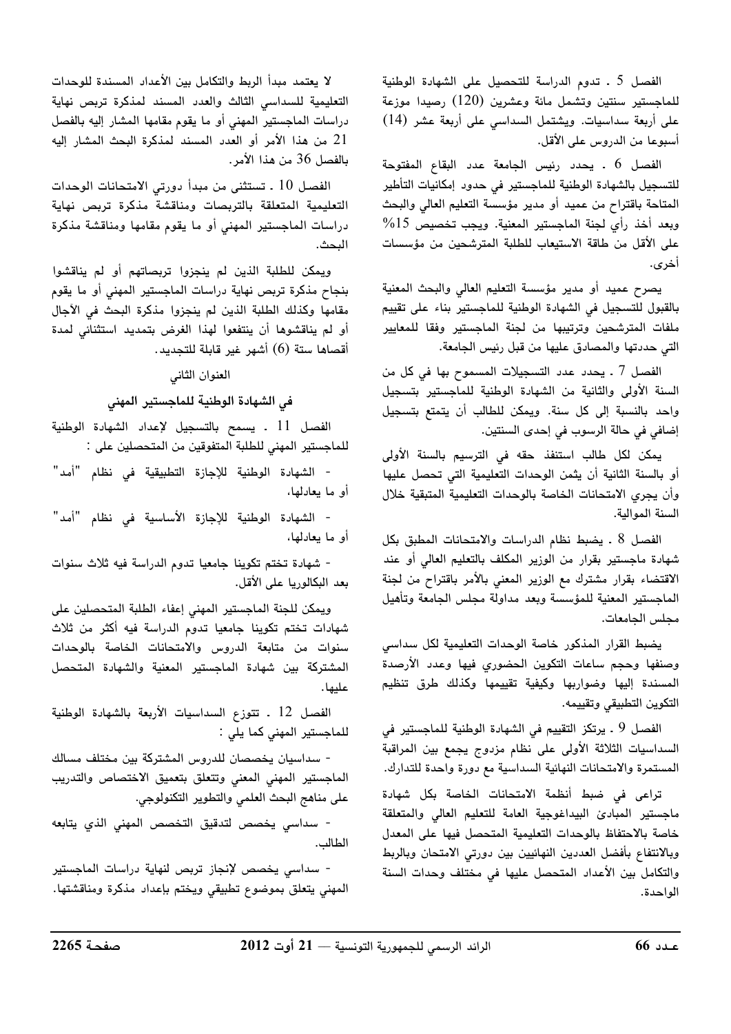الفصل 5 ـ تدوم الدراسة للتحصيل على الشهادة الوطنية للماجستير سنتين وتشمل مائة وعشرين (120) رصيدا موزعة على أربعة سداسيات. ويشتمل السداسي على أربعة عشر (14) أسبوعا من الدروس على الأقل.

الفصل 6 ـ يحدد رئيس الجامعة عدد البقاع المفتوحة للتسجيل بالشهادة الوطنية للماجستير في حدود إمكانيات التأطير المتاحة باقتراح من عميد أو مدير مؤسسة التعليم العالي والبحث وبعد أخذ رأي لجنة الماجستير المعنية. ويجب تخصيص 15% على الأقل من طاقة الاستيعاب للطلبة المترشحين من مؤسسات أخرى.

يصرح عميد أو مدير مؤسسة التعليم العالي والبحث المعنية بالقبول للتسجيل في الشهادة الوطنية للماجستير بناء على تقييم ملفات المترشحين وترتيبها من لجنة الماجستير وفقا للمعايير التي حددتها والمصادق عليها من قبل رئيس الجامعة.

الفصل 7 ـ يحدد عدد التسجيلات المسموح بها في كل من السنة الأولى والثانية من الشهادة الوطنية للماجستير بتسجيل واحد بالنسبة إلى كل سنة. ويمكن للطالب أن يتمتع بتسجيل إضافي في حالة الرسوب في إحدى السنتين.

يمكن لكل طالب استنفد حقه في الترسيم بالسنة الأولى أو بالسنة الثانية أن يثمن الوحدات التعليمية التي تحصل عليها وأن يجري الامتحانات الخاصة بالوحدات التعليمية المتبقية خلال السنة الموالية.

الفصل 8 ـ يضبط نظام الدراسات والامتحانات المطبق بكل شهادة ماجستير بقرار من الوزير المكلف بالتعليم العالي أو عند الاقتضاء بقرار مشترك مع الوزير المعني بالأمر باقتراح من لجنة الماجستير المعنية للمؤسسة وبعد مداولة مجلس الجامعة وتأهيل مجلس الجامعات.

يضبط القرار المذكور خاصة الوحدات التعليمية لكل سداسي وصنفها وحجم ساعات التكوين الحضوري فيها وعدد الأرصدة المسندة إليها وضواربها وكيفية تقييمها وكذلك طرق تنظيم التكوين التطبيقي وتقييمه.

الفصل 9 ـ يرتكز التقييم في الشهادة الوطنية للماجستير في السداسيات الثلاثة الأولى على نظام مزدوج يجمع بين المراقبة المستمرة والامتحانات النهائية السداسية مع دورة واحدة للتدارك.

تراعى في ضبط أنظمة الامتحانات الخاصة بكل شهادة ماجستير المبادئ البيداغوجية العامة للتعليم العالي والمتعلقة خاصة بالاحتفاظ بالوحدات التعليمية المتحصل فيها على المعدل وبالانتفاع بأفضل العددين النهائيين بين دورتي الامتحان وبالربط والتكامل بين الأعداد المتحصل عليها في مختلف وحدات السنة الواحدة.

لا يعتمد مبدأ الربط والتكامل بين الأعداد المسندة للوحدات التعليمية للسداسي الثالث والعدد المسند لمذكرة تربص نهاية دراسات الماجستير المهني أو ما يقوم مقامها المشار إليه بالفصل 21 من هذا الأمر أو العدد المسند لمذكرة البحث المشار إليه بالفصل 36 من هذا الأمر.

الفصل 10 ـ تستثنى من مبدأ دورتي الامتحانات الوحدات التعليمية المتعلقة بالتربصات ومناقشة مذكرة تربص نهاية دراسات الماجستير المهني أو ما يقوم مقامها ومناقشة مذكرة البحث.

ويمكن للطلبة الذين لم ينجزوا تربصاتهم أو لم يناقشوا بنجاح مذكرة تربص نهاية دراسات الماجستير المهني أو ما يقوم مقامها وكذلك الطلبة الذين لم ينجزوا مذكرة البحث في الآجال أو لم يناقشوها أن ينتفعوا لهذا الغرض بتمديد استثنائي لمدة أقصاها ستة (6) أشهر غير قابلة للتجديد.

## العنوان الثاني

## في الشهادة الوطنية للماجستير المهني

الفصل 11 ـ يسمح بالتسجيل لإعداد الشهادة الوطنية للماجستير المهني للطلبة المتفوقين من المتحصلين على :

- الشهادة الوطنية للإجازة التطبيقية في نظام "أمد" أو ما يعادلها،
- الشهادة الوطنية للإجازة الأساسية في نظام "أمد" أو ما يعادلها،
- شهادة تختم تكوينا جامعيا تدوم الدراسة فيه ثلاث سنوات بعد البكالوريا على الأقل.

ويمكن للجنة الماجستير المهني إعفاء الطلبة المتحصلين على شهادات تختم تكوينا جامعيا تدوم الدراسة فيه أكثر من ثلاث سنوات من متابعة الدروس والامتحانات الخاصة بالوحدات المشتركة بين شهادة الماجستير المعنية والشهادة المتحصل عليها.

الفصل 12 ـ تتوزع السداسيات الأربعة بالشهادة الوطنية للماجستير المهني كما يلي :

- سداسيان يخصصان للدروس المشتركة بين مختلف مسالك الماجستير المهني المعني وتتعلق بتعميق الاختصاص والتدريب على مناهج البحث العلمي والتطوير التكنولوجي.
- سداسي يخصص لتدقيق التخصص المهني الذي يتابعه الطالب.
- سداسي يخصص لإنجاز تربص لنهاية دراسات الماجستير المهني يتعلق بموضوع تطبيقي ويختم بإعداد مذكرة ومناقشتها.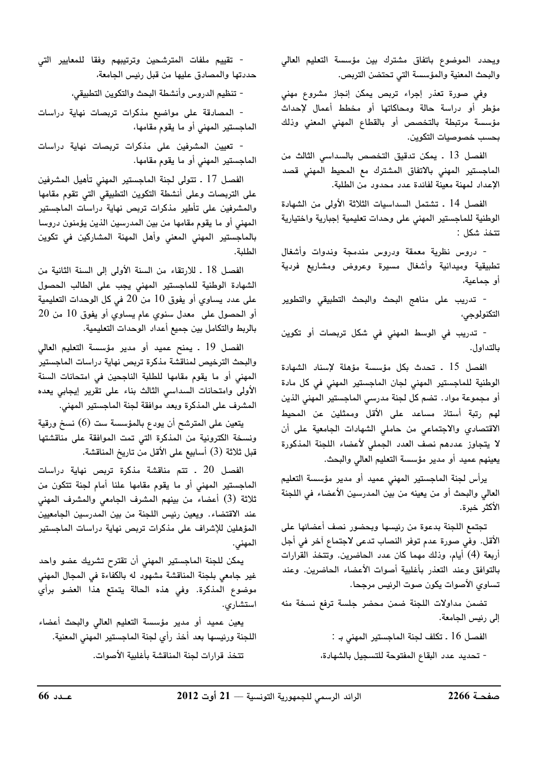ويحدد الموضوع باتفاق مشترك بين مؤسسة التعليم العالي والبحث المعنية والمؤسسة التي تحتضن التربص.

وفي صورة تعذر إجراء تربص يمكن إنجاز مشروع مهني مؤطر أو دراسة حالة ومحاكاتها أو مخطط أعمال لإحداث مؤسسة مرتبطة بالتخصص أو بالقطاع المهني المعني وذلك بحسب خصوصيات التكوين.

الفصل 13 ـ يمكن تدقيق التخصص بالسداسي الثالث من الماجستير المهني بالاتفاق المشترك مع المحيط المهني قصد الإعداد لمهنة معينة لفائدة عدد محدود من الطلبة.

الفصل 14 ـ تشتمل السداسيات الثلاثة الأولى من الشهادة الوطنية للماجستير المهني على وحدات تعليمية إجبارية واختيارية تتخذ شكل :

- دروس نظرية معمقة ودروس مندمجة وندوات وأشغال تطبيقية وميدانية وأشغال مسيرة وعروض ومشاريع فردية أو جماعية،

- تدريب على مناهج البحث والبحث التطبيقي والتطوير التكنولوجي،

- تدريب في الوسط المهني في شكل تربصات أو تكوين بالتداول.

الفصل 15 ـ تحدث بكل مؤسسة مؤهلة لإسناد الشهادة الوطنية للماجستير المهني لجان الماجستير المهني في كل مادة أو مجموعة مواد. تضم كل لجنة مدرسي الماجستير المهني الذين لهم رتبة أستاذ مساعد على الأقل وممثلين عن المحيط الاقتصادي والاجتماعي من حاملي الشهادات الجامعية على أن لا يتجاوز عددهم نصف العدد الجملي لأعضاء اللجنة المذكورة يعينهم عميد أو مدير مؤسسة التعليم العالي والبحث.

يرأس لجنة الماجستير المهني عميد أو مدير مؤسسة التعليم العالي والبحث أو من يعينه من بين المدرسين الأعضاء في اللجنة الأكثر خبرة.

تجتمع اللجنة بدعوة من رئيسها وبحضور نصف أعضائها على الأقل. وفي صورة عدم توفر النصاب تدعى لاجتماع آخر في أجل أربعة (4) أيام، وذلك مهما كان عدد الحاضرين. وتتخذ القرارات بالتوافق وعند التعذر بأغلبية أصوات الأعضاء الحاضرين. وعند تساوي الأصوات يكون صوت الرئيس مرجحا.

تضمن مداولات اللجنة ضمن محضر جلسة ترفع نسخة منه إلى رئيس الجامعة.

الفصل 16 ـ تكلف لجنة الماجستير المهني بـ :

- تحديد عدد البقاع المفتوحة للتسجيل بالشهادة،

- تقييم ملفات المترشحين وترتيبهم وفقا للمعايير التي حددتها والمصادق عليها من قبل رئيس الجامعة،

- تنظيم الدروس وأنشطة البحث والتكوين التطبيقي،

- المصادقة على مواضيع مذكرات تربصات نهاية دراسات الماجستير المهني أو ما يقوم مقامها،

- تعيين المشرفين على مذكرات تربصات نهاية دراسات الماجستير المهني أو ما يقوم مقامها.

الفصل 17 ـ تتولى لجنة الماجستير المهني تأهيل المشرفين على التربصات وعلى أنشطة التكوين التطبيقي التي تقوم مقامها والمشرفين على تأطير مذكرات تربص نهاية دراسات الماجستير المهني أو ما يقوم مقامها من بين المدرسين الذين يؤمنون دروسا بالماجستير المهني المعني وأهل المهنة المشاركين في تكوين الطلبة.

الفصل 18 ـ للارتقاء من السنة الأولى إلى السنة الثانية من الشهادة الوطنية للماجستير المهني يجب على الطالب الحصول على عدد يساوي أو يفوق 10 من 20 في كل الوحدات التعليمية أو الحصول على معدل سنوي عام يساوي أو يفوق 10 من 20 بالربط والتكامل بين جميع أعداد الوحدات التعليمية.

الفصل 19 ـ يمنح عميد أو مدير مؤسسة التعليم العالي والبحث الترخيص لمناقشة مذكرة تربص نهاية دراسات الماجستير المهني أو ما يقوم مقامها للطلبة الناجحين في امتحانات السنة الأولى وامتحانات السداسي الثالث بناء على تقرير إيجابي يعده المشرف على المذكرة وبعد موافقة لجنة الماجستير المهني.

يتعين على المترشح أن يودع بالمؤسسة ست (6) نسخ ورقية ونسخة الكترونية من المذكرة التي تمت الموافقة على مناقشتها قبل ثلاثة (3) أسابيع على الأقل من تاريخ المناقشة.

الفصل 20 ـ تتم مناقشة مذكرة تربص نهاية دراسات الماجستير المهني أو ما يقوم مقامها علنا أمام لجنة تتكون من ثلاثة (3) أعضاء من بينهم المشرف الجامعي والمشرف المهني عند الاقتضاء. ويعين رئيس اللجنة من بين المدرسين الجامعيين المؤهلين للإشراف على مذكرات تربص نهاية دراسات الماجستير المهني.

يمكن للجنة الماجستير المهني أن تقترح تشريك عضو واحد غير جامعي بلجنة المناقشة مشهود له بالكفاءة في المجال المهني موضوع المذكرة. وفي هذه الحالة يتمتع هذا العضو برأي استشاري.

يعين عميد أو مدير مؤسسة التعليم العالي والبحث أعضاء اللجنة ورئيسها بعد أخذ رأي لجنة الماجستير المهني المعنية.

تتخذ قرارات لجنة المناقشة بأغلبية الأصوات.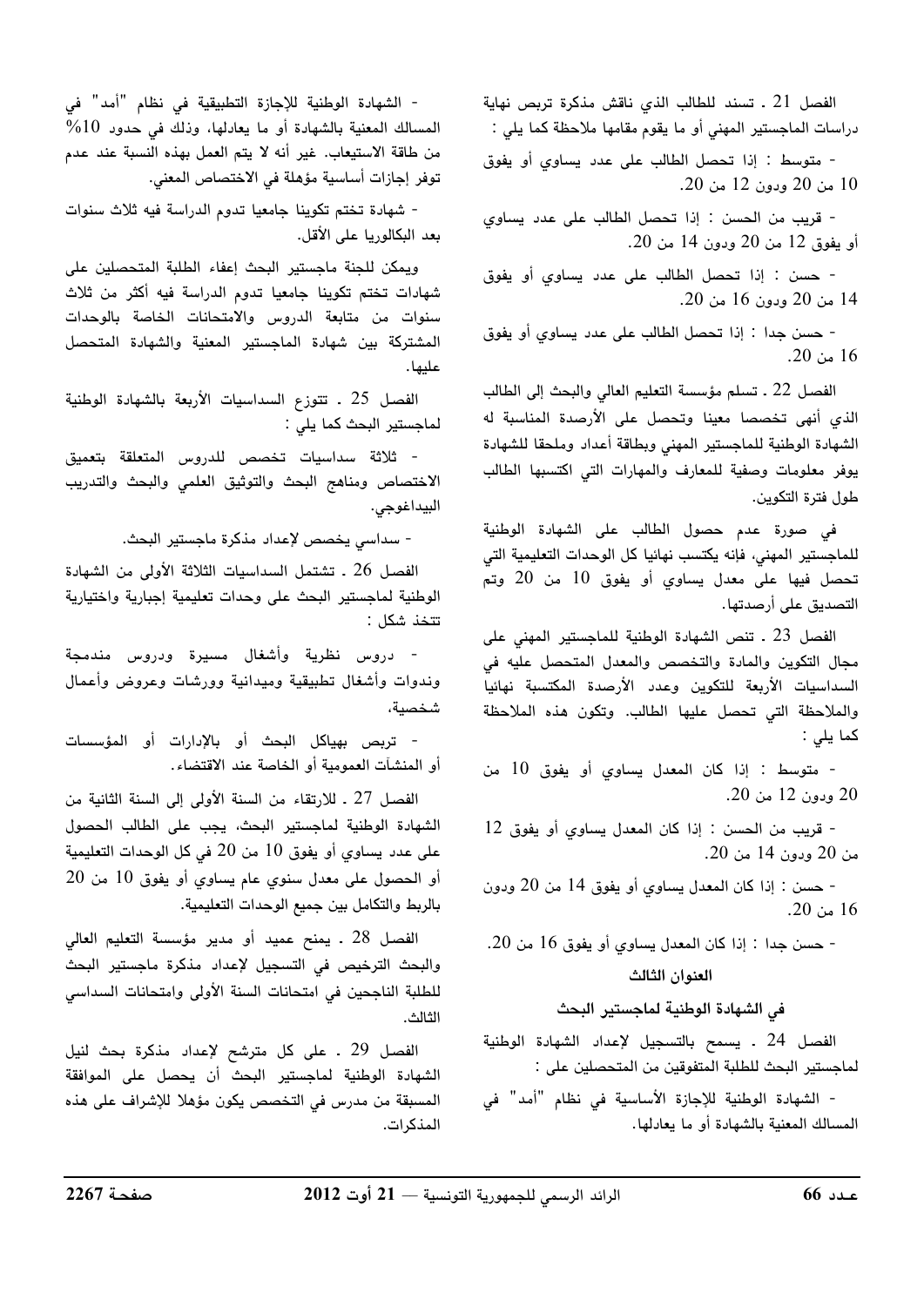الفصل 21 ـ تسند للطالب الذي ناقش مذكرة تربص نهاية دراسات الماجستير المهني أو ما يقوم مقامها ملاحظة كما يلي :

- متوسط : إذا تحصل الطالب على عدد يساوي أو يفوق 10 من 20 ودون 12 من 20.

- قريب من الحسن : إذا تحصل الطالب على عدد يساوي أو يفوق 12 من 20 ودون 14 من 20.

- حسن : إذا تحصل الطالب على عدد يساوي أو يفوق 14 من 20 ودون 16 من 20.

- حسن جدا : إذا تحصل الطالب على عدد يساوي أو يفوق 16 من 20.

الفصل 22 ـ تسلم مؤسسة التعليم العالي والبحث إلى الطالب الذي أنهى تخصصا معينا وتحصل على الأرصدة المناسبة له الشهادة الوطنية للماجستير المهني وبطاقة أعداد وملحقا للشهادة يوفر معلومات وصفية للمعارف والمهارات التي اكتسبها الطالب طول فترة التكوين.

في صورة عدم حصول الطالب على الشهادة الوطنية للماجستير المهني، فإنه يكتسب نهائيا كل الوحدات التعليمية التي تحصل فيها على معدل يساوي أو يفوق 10 من 20 وتم التصديق على أرصدتها.

الفصل 23 ـ تنص الشهادة الوطنية للماجستير المهني على مجال التكوين والمادة والتخصص والمعدل المتحصل عليه في السداسيات الأربعة للتكوين وعدد الأرصدة المكتسبة نهائيا والملاحظة التي تحصل عليها الطالب. وتكون هذه الملاحظة كما يلي :

- متوسط : إذا كان المعدل يساوي أو يفوق 10 من 20 ودون 12 من 20.

- قريب من الحسن : إذا كان المعدل يساوي أو يفوق 12 من 20 ودون 14 من 20.

- حسن : إذا كان المعدل يساوي أو يفوق 14 من 20 ودون 16 من 20.

- حسن جدا : إذا كان المعدل يساوي أو يفوق 16 من 20.

## العنوان الثالث

### في الشهادة الوطنية لماجستير البحث

الفصل 24 ـ يسمح بالتسجيل لإعداد الشهادة الوطنية لماجستير البحث للطلبة المتفوقين من المتحصلين على :

- الشهادة الوطنية للإجازة الأساسية في نظام "أمد" في المسالك المعنية بالشهادة أو ما يعادلها.

- الشهادة الوطنية للإجازة التطبيقية في نظام "أمد" في المسالك المعنية بالشهادة أو ما يعادلها، وذلك في حدود 10% من طاقة الاستيعاب. غير أنه لا يتم العمل بهذه النسبة عند عدم توفر إجازات أساسية مؤهلة في الاختصاص المعني.

- شهادة تختم تكوينا جامعيا تدوم الدراسة فيه ثلاث سنوات بعد البكالوريا على الأقل.

ويمكن للجنة ماجستير البحث إعفاء الطلبة المتحصلين على شهادات تختم تكوينا جامعيا تدوم الدراسة فيه أكثر من ثلاث سنوات من متابعة الدروس والامتحانات الخاصة بالوحدات المشتركة بين شهادة الماجستير المعنية والشهادة المتحصل عليها.

الفصل 25 ـ تتوزع السداسيات الأربعة بالشهادة الوطنية لماجستير البحث كما يلي :

- ثلاثة سداسيات تخصص للدروس المتعلقة بتعميق الاختصاص ومناهج البحث والتوثيق العلمي والبحث والتدريب البيداغوجي.

- سداسي يخصص لإعداد مذكرة ماجستير البحث.

الفصل 26 ـ تشتمل السداسيات الثلاثة الأولى من الشهادة الوطنية لماجستير البحث على وحدات تعليمية إجبارية واختيارية تتخذ شكل :

- دروس نظرية وأشغال مسيرة ودروس مندمجة وندوات وأشغال تطبيقية وميدانية وورشات وعروض وأعمال شخصية،

- تربص بهياكل البحث أو بالإدارات أو المؤسسات أو المنشآت العمومية أو الخاصة عند الاقتضاء.

الفصل 27 ـ للارتقاء من السنة الأولى إلى السنة الثانية من الشهادة الوطنية لماجستير البحث، يجب على الطالب الحصول على عدد يساوي أو يفوق 10 من 20 في كل الوحدات التعليمية أو الحصول على معدل سنوي عام يساوي أو يفوق 10 من 20 بالربط والتكامل بين جميع الوحدات التعليمية.

الفصل 28 ـ يمنح عميد أو مدير مؤسسة التعليم العالي والبحث الترخيص في التسجيل لإعداد مذكرة ماجستير البحث للطلبة الناجحين في امتحانات السنة الأولى وامتحانات السداسي الثالث.

الفصل 29 ـ على كل مترشح لإعداد مذكرة بحث لنيل الشهادة الوطنية لماجستير البحث أن يحصل على الموافقة المسبقة من مدرس في التخصص يكون مؤهلا للإشراف على هذه المذكرات.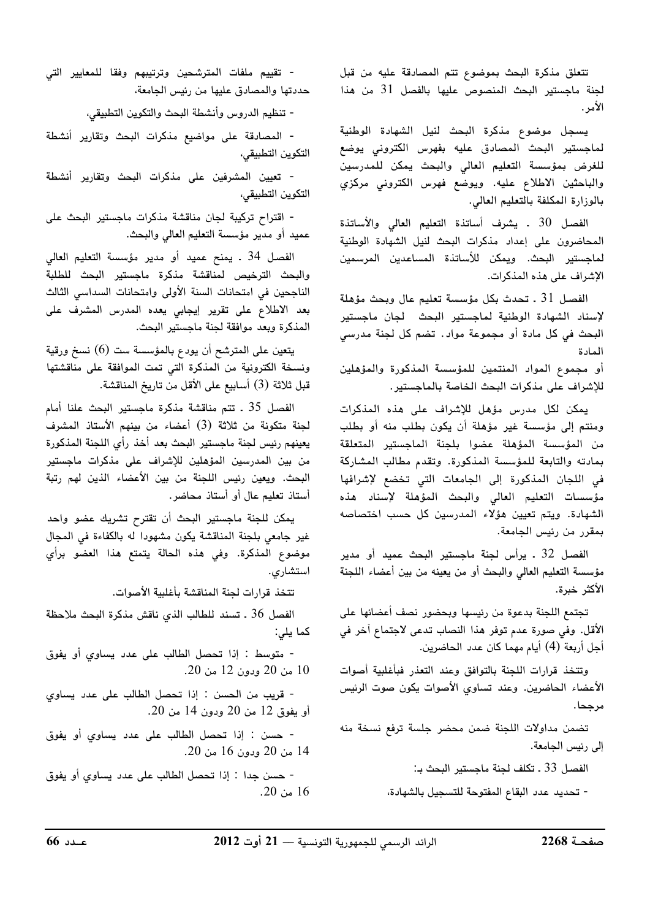تتعلق مذكرة البحث بموضوع تتم المصادقة عليه من قبل لجنة ماجستير البحث المنصوص عليها بالفصل 31 من هذا الأمر.

يسجل موضوع مذكرة البحث لنيل الشهادة الوطنية لماجستير البحث المصادق عليه بفهرس الكتروني يوضع للغرض بمؤسسة التعليم العالي والبحث يمكن للمدرسين والباحثين الاطلاع عليه. ويوضع فهرس الكتروني مركزي بالوزارة المكلفة بالتعليم العالي.

الفصل 30 ـ يشرف أساتذة التعليم العالي والأساتذة المحاضرون على إعداد مذكرات البحث لنيل الشهادة الوطنية لماجستير البحث. ويمكن للأساتذة المساعدين المرسمين الإشراف على هذه المذكرات.

الفصل 31 ـ تحدث بكل مؤسسة تعليم عال وبحث مؤهلة لإسناد الشهادة الوطنية لماجستير البحث لجان ماجستير البحث في كل مادة أو مجموعة مواد. تضم كل لجنة مدرسي المادة

أو مجموع المواد المنتمين للمؤسسة المذكورة والمؤهلين للإشراف على مذكرات البحث الخاصة بالماجستير.

يمكن لكل مدرس مؤهل للإشراف على هذه المذكرات ومنتم إلى مؤسسة غير مؤهلة أن يكون بطلب منه أو بطلب من المؤسسة المؤهلة عضوا بلجنة الماجستير المتعلقة بمادته والتابعة للمؤسسة المذكورة. وتقدم مطالب المشاركة في اللجان المذكورة إلى الجامعات التي تخضع لإشرافها مؤسسات التعليم العالي والبحث المؤهلة لإسناد هذه الشهادة. ويتم تعيين هؤلاء المدرسين كل حسب اختصاصه بمقرر من رئيس الجامعة.

الفصل 32 ـ يرأس لجنة ماجستير البحث عميد أو مدير مؤسسة التعليم العالي والبحث أو من يعينه من بين أعضاء اللجنة الأكثر خبرة.

تجتمع اللجنة بدعوة من رئيسها وبحضور نصف أعضائها على الأقل. وفي صورة عدم توفر هذا النصاب تدعى لاجتماع آخر في أجل أربعة (4) أيام مهما كان عدد الحاضرين.

وتتخذ قرارات اللجنة بالتوافق وعند التعذر فبأغلبية أصوات الأعضاء الحاضرين. وعند تساوي الأصوات يكون صوت الرئيس مرجحا.

تضمن مداولات اللجنة ضمن محضر جلسة ترفع نسخة منه إلى رئيس الجامعة.

الفصل 33 ـ تكلف لجنة ماجستير البحث بـ:

- تحديد عدد البقاع المفتوحة للتسجيل بالشهادة،
- تقييم ملفات المترشحين وترتيبهم وفقا للمعايير التي حددتها والمصادق عليها من رئيس الجامعة،
- تنظيم الدروس وأنشطة البحث والتكوين التطبيقي،
- المصادقة على مواضيع مذكرات البحث وتقارير أنشطة التكوين التطبيقي،
- تعيين المشرفين على مذكرات البحث وتقارير أنشطة التكوين التطبيقي،
- اقتراح تركيبة لجان مناقشة مذكرات ماجستير البحث على عميد أو مدير مؤسسة التعليم العالي والبحث.

الفصل 34 ـ يمنح عميد أو مدير مؤسسة التعليم العالي والبحث الترخيص لمناقشة مذكرة ماجستير البحث للطلبة الناجحين في امتحانات السنة الأولى وامتحانات السداسي الثالث بعد الاطلاع على تقرير إيجابي يعده المدرس المشرف على المذكرة وبعد موافقة لجنة ماجستير البحث.

يتعين على المترشح أن يودع بالمؤسسة ست (6) نسخ ورقية ونسخة الكترونية من المذكرة التي تمت الموافقة على مناقشتها قبل ثلاثة (3) أسابيع على الأقل من تاريخ المناقشة.

الفصل 35 ـ تتم مناقشة مذكرة ماجستير البحث علنا أمام لجنة متكونة من ثلاثة (3) أعضاء من بينهم الأستاذ المشرف يعينهم رئيس لجنة ماجستير البحث بعد أخذ رأي اللجنة المذكورة من بين المدرسين المؤهلين للإشراف على مذكرات ماجستير البحث. ويعين رئيس اللجنة من بين الأعضاء الذين لهم رتبة أستاذ تعليم عال أو أستاذ محاضر.

يمكن للجنة ماجستير البحث أن تقترح تشريك عضو واحد غير جامعي بلجنة المناقشة يكون مشهودا له بالكفاءة في المجال موضوع المذكرة. وفي هذه الحالة يتمتع هذا العضو برأي استشاري.

تتخذ قرارات لجنة المناقشة بأغلبية الأصوات.

الفصل 36 ـ تسند للطالب الذي ناقش مذكرة البحث ملاحظة كما يلي:

- متوسط : إذا تحصل الطالب على عدد يساوي أو يفوق 10 من 20 ودون 12 من 20.
- قريب من الحسن : إذا تحصل الطالب على عدد يساوي أو يفوق 12 من 20 ودون 14 من 20.
- حسن : إذا تحصل الطالب على عدد يساوي أو يفوق 14 من 20 ودون 16 من 20.
- حسن جدا : إذا تحصل الطالب على عدد يساوي أو يفوق 16 من 20.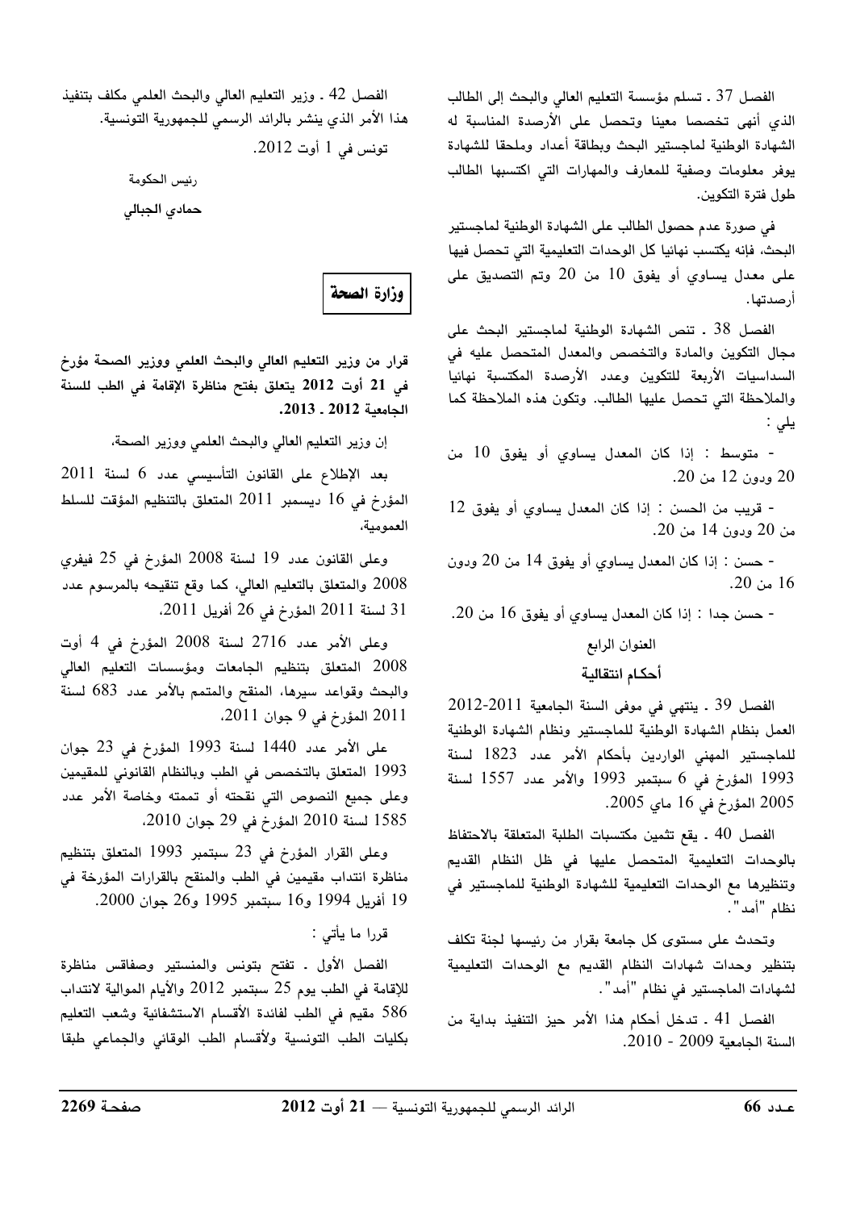الفصل 37 ـ تسلم مؤسسة التعليم العالي والبحث إلى الطالب الذي أنهى تخصصا معينا وتحصل على الأرصدة المناسبة له الشهادة الوطنية لماجستير البحث وبطاقة أعداد وملحقا للشهادة يوفر معلومات وصفية للمعارف والمهارات التي اكتسبها الطالب طول فترة التكوين.

في صورة عدم حصول الطالب على الشهادة الوطنية لماجستير البحث، فإنه يكتسب نهائيا كل الوحدات التعليمية التي تحصل فيها على معدل يساوي أو يفوق 10 من 20 وتم التصديق على أرصدتها.

الفصل 38 ـ تنص الشهادة الوطنية لماجستير البحث على مجال التكوين والمادة والتخصص والمعدل المتحصل عليه في السداسيات الأربعة للتكوين وعدد الأرصدة المكتسبة نهائيا والملاحظة التي تحصل عليها الطالب. وتكون هذه الملاحظة كما يلي :

- متوسط : إذا كان المعدل يساوي أو يفوق 10 من 20 ودون 12 من 20.

- قريب من الحسن : إذا كان المعدل يساوي أو يفوق 12 من 20 ودون 14 من 20.

- حسن : إذا كان المعدل يساوي أو يفوق 14 من 20 ودون 16 من 20.

- حسن جدا : إذا كان المعدل يساوي أو يفوق 16 من 20.

## العنوان الرابع

## أحكام انتقالية

الفصل 39 ـ ينتهي في موفى السنة الجامعية 2011-2012 العمل بنظام الشهادة الوطنية للماجستير ونظام الشهادة الوطنية للماجستير المهني الواردين بأحكام الأمر عدد 1823 لسنة 1993 المؤرخ في 6 سبتمبر 1993 والأمر عدد 1557 لسنة 2005 المؤرخ في 16 ماي 2005.

الفصل 40 ـ يقع تثمين مكتسبات الطلبة المتعلقة بالاحتفاظ بالوحدات التعليمية المتحصل عليها في ظل النظام القديم وتنظيرها مع الوحدات التعليمية للشهادة الوطنية للماجستير في نظام "أمد".

وتحدث على مستوى كل جامعة بقرار من رئيسها لجنة تكلف بتنظير وحدات شهادات النظام القديم مع الوحدات التعليمية لشهادات الماجستير في نظام "أمد".

الفصل 41 ـ تدخل أحكام هذا الأمر حيز التنفيذ بداية من السنة الجامعية 2009 - 2010.

الفصل 42 ـ وزير التعليم العالي والبحث العلمي مكلف بتنفيذ هذا الأمر الذي ينشر بالرائد الرسمي للجمهورية التونسية.

تونس في 1 أوت 2012.

رئيس الحكومة

**حمادي الجبالي**

# وزارة الصحة

**قرار من وزير التعليم العالي والبحث العلمي ووزير الصحة مؤرخ في 21 أوت 2012 يتعلق بفتح مناظرة الإقامة في الطب للسنة الجامعية 2012 ـ 2013.**

إن وزير التعليم العالي والبحث العلمي ووزير الصحة،

بعد الإطلاع على القانون التأسيسي عدد 6 لسنة 2011 المؤرخ في 16 ديسمبر 2011 المتعلق بالتنظيم المؤقت للسلط العمومية،

وعلى القانون عدد 19 لسنة 2008 المؤرخ في 25 فيفري 2008 والمتعلق بالتعليم العالي، كما وقع تنقيحه بالمرسوم عدد 31 لسنة 2011 المؤرخ في 26 أفريل 2011،

وعلى الأمر عدد 2716 لسنة 2008 المؤرخ في 4 أوت 2008 المتعلق بتنظيم الجامعات ومؤسسات التعليم العالي والبحث وقواعد سيرها، المنقح والمتمم بالأمر عدد 683 لسنة 2011 المؤرخ في 9 جوان 2011،

على الأمر عدد 1440 لسنة 1993 المؤرخ في 23 جوان 1993 المتعلق بالتخصص في الطب وبالنظام القانوني للمقيمين وعلى جميع النصوص التي نقحته أو تممته وخاصة الأمر عدد 1585 لسنة 2010 المؤرخ في 29 جوان 2010،

وعلى القرار المؤرخ في 23 سبتمبر 1993 المتعلق بتنظيم مناظرة انتداب مقيمين في الطب والمنقح بالقرارات المؤرخة في 19 أفريل 1994 و16 سبتمبر 1995 و26 جوان 2000.

قررا ما يأتي :

الفصل الأول ـ تفتح بتونس والمنستير وصفاقس مناظرة للإقامة في الطب يوم 25 سبتمبر 2012 والأيام الموالية لانتداب 586 مقيم في الطب لفائدة الأقسام الاستشفائية وشعب التعليم بكليات الطب التونسية ولأقسام الطب الوقائي والجماعي طبقا